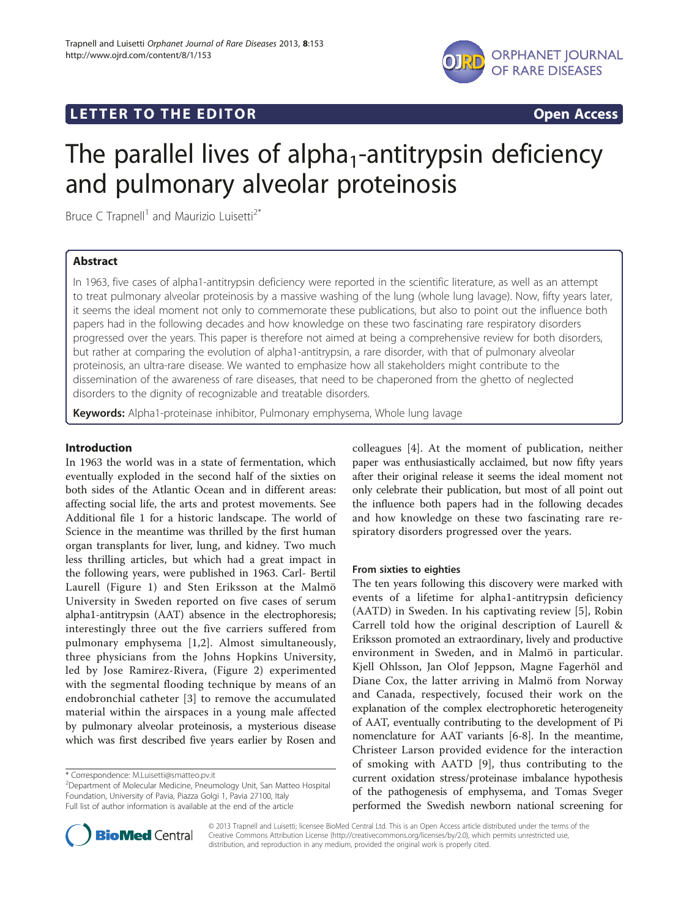LETTER TO THE EDITOR **Open Access**

# The parallel lives of $alpha_1$-antitrypsin deficiency and pulmonary alveolar proteinosis

Bruce C Trapnell[1] and Maurizio Luisetti[2*]

## Abstract

In 1963, five cases of alpha1-antitrypsin deficiency were reported in the scientific literature, as well as an attempt to treat pulmonary alveolar proteinosis by a massive washing of the lung (whole lung lavage). Now, fifty years later, it seems the ideal moment not only to commemorate these publications, but also to point out the influence both papers had in the following decades and how knowledge on these two fascinating rare respiratory disorders progressed over the years. This paper is therefore not aimed at being a comprehensive review for both disorders, but rather at comparing the evolution of alpha1-antitrypsin, a rare disorder, with that of pulmonary alveolar proteinosis, an ultra-rare disease. We wanted to emphasize how all stakeholders might contribute to the dissemination of the awareness of rare diseases, that need to be chaperoned from the ghetto of neglected disorders to the dignity of recognizable and treatable disorders.

**Keywords:** Alpha1-proteinase inhibitor, Pulmonary emphysema, Whole lung lavage

## Introduction

In 1963 the world was in a state of fermentation, which eventually exploded in the second half of the sixties on both sides of the Atlantic Ocean and in different areas: affecting social life, the arts and protest movements. See Additional file 1 for a historic landscape. The world of Science in the meantime was thrilled by the first human organ transplants for liver, lung, and kidney. Two much less thrilling articles, but which had a great impact in the following years, were published in 1963. Carl- Bertil Laurell (Figure 1) and Sten Eriksson at the Malmö University in Sweden reported on five cases of serum alpha1-antitrypsin (AAT) absence in the electrophoresis; interestingly three out the five carriers suffered from pulmonary emphysema [1,2]. Almost simultaneously, three physicians from the Johns Hopkins University, led by Jose Ramirez-Rivera, (Figure 2) experimented with the segmental flooding technique by means of an endobronchial catheter [3] to remove the accumulated material within the airspaces in a young male affected by pulmonary alveolar proteinosis, a mysterious disease which was first described five years earlier by Rosen and colleagues [4]. At the moment of publication, neither paper was enthusiastically acclaimed, but now fifty years after their original release it seems the ideal moment not only celebrate their publication, but most of all point out the influence both papers had in the following decades and how knowledge on these two fascinating rare respiratory disorders progressed over the years.

### From sixties to eighties

The ten years following this discovery were marked with events of a lifetime for alpha1-antitrypsin deficiency (AATD) in Sweden. In his captivating review [5], Robin Carrell told how the original description of Laurell & Eriksson promoted an extraordinary, lively and productive environment in Sweden, and in Malmö in particular. Kjell Ohlsson, Jan Olof Jeppson, Magne Fagerhöl and Diane Cox, the latter arriving in Malmö from Norway and Canada, respectively, focused their work on the explanation of the complex electrophoretic heterogeneity of AAT, eventually contributing to the development of Pi nomenclature for AAT variants [6-8]. In the meantime, Christeer Larson provided evidence for the interaction of smoking with AATD [9], thus contributing to the current oxidation stress/proteinase imbalance hypothesis of the pathogenesis of emphysema, and Tomas Sveger performed the Swedish newborn national screening for

\* Correspondence: M.Luisetti@smatteo.pv.it
[2]Department of Molecular Medicine, Pneumology Unit, San Matteo Hospital Foundation, University of Pavia, Piazza Golgi 1, Pavia 27100, Italy
Full list of author information is available at the end of the article

© 2013 Trapnell and Luisetti; licensee BioMed Central Ltd. This is an Open Access article distributed under the terms of the Creative Commons Attribution License (http://creativecommons.org/licenses/by/2.0), which permits unrestricted use, distribution, and reproduction in any medium, provided the original work is properly cited.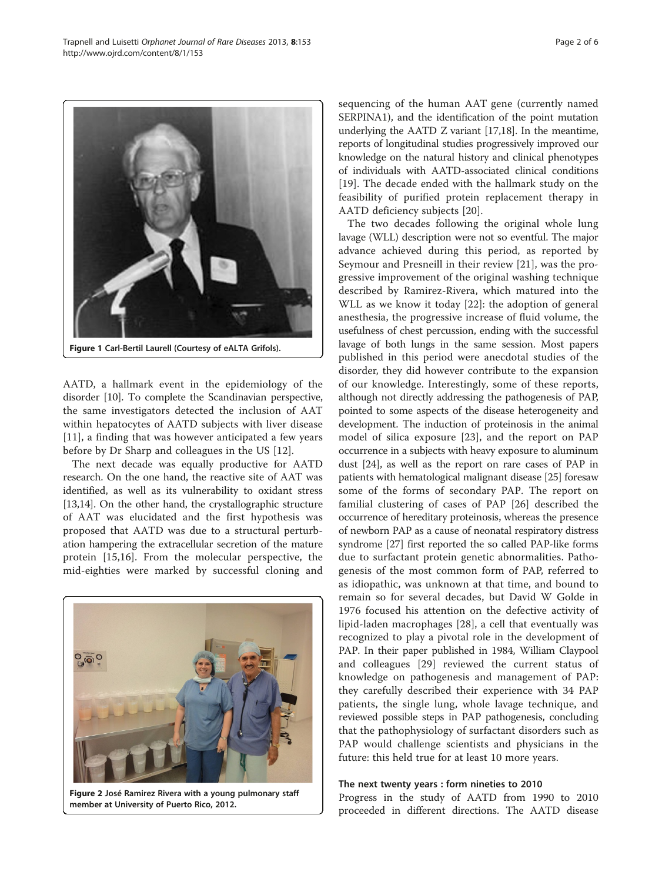Figure 1 Carl-Bertil Laurell (Courtesy of eALTA Grifols).

AATD, a hallmark event in the epidemiology of the disorder [10]. To complete the Scandinavian perspective, the same investigators detected the inclusion of AAT within hepatocytes of AATD subjects with liver disease [11], a finding that was however anticipated a few years before by Dr Sharp and colleagues in the US [12].

The next decade was equally productive for AATD research. On the one hand, the reactive site of AAT was identified, as well as its vulnerability to oxidant stress [13,14]. On the other hand, the crystallographic structure of AAT was elucidated and the first hypothesis was proposed that AATD was due to a structural perturbation hampering the extracellular secretion of the mature protein [15,16]. From the molecular perspective, the mid-eighties were marked by successful cloning and sequencing of the human AAT gene (currently named SERPINA1), and the identification of the point mutation underlying the AATD Z variant [17,18]. In the meantime, reports of longitudinal studies progressively improved our knowledge on the natural history and clinical phenotypes of individuals with AATD-associated clinical conditions [19]. The decade ended with the hallmark study on the feasibility of purified protein replacement therapy in AATD deficiency subjects [20].

Figure 2 José Ramirez Rivera with a young pulmonary staff member at University of Puerto Rico, 2012.

The two decades following the original whole lung lavage (WLL) description were not so eventful. The major advance achieved during this period, as reported by Seymour and Presneill in their review [21], was the progressive improvement of the original washing technique described by Ramirez-Rivera, which matured into the WLL as we know it today [22]: the adoption of general anesthesia, the progressive increase of fluid volume, the usefulness of chest percussion, ending with the successful lavage of both lungs in the same session. Most papers published in this period were anecdotal studies of the disorder, they did however contribute to the expansion of our knowledge. Interestingly, some of these reports, although not directly addressing the pathogenesis of PAP, pointed to some aspects of the disease heterogeneity and development. The induction of proteinosis in the animal model of silica exposure [23], and the report on PAP occurrence in a subjects with heavy exposure to aluminum dust [24], as well as the report on rare cases of PAP in patients with hematological malignant disease [25] foresaw some of the forms of secondary PAP. The report on familial clustering of cases of PAP [26] described the occurrence of hereditary proteinosis, whereas the presence of newborn PAP as a cause of neonatal respiratory distress syndrome [27] first reported the so called PAP-like forms due to surfactant protein genetic abnormalities. Pathogenesis of the most common form of PAP, referred to as idiopathic, was unknown at that time, and bound to remain so for several decades, but David W Golde in 1976 focused his attention on the defective activity of lipid-laden macrophages [28], a cell that eventually was recognized to play a pivotal role in the development of PAP. In their paper published in 1984, William Claypool and colleagues [29] reviewed the current status of knowledge on pathogenesis and management of PAP: they carefully described their experience with 34 PAP patients, the single lung, whole lavage technique, and reviewed possible steps in PAP pathogenesis, concluding that the pathophysiology of surfactant disorders such as PAP would challenge scientists and physicians in the future: this held true for at least 10 more years.

### The next twenty years : form nineties to 2010

Progress in the study of AATD from 1990 to 2010 proceeded in different directions. The AATD disease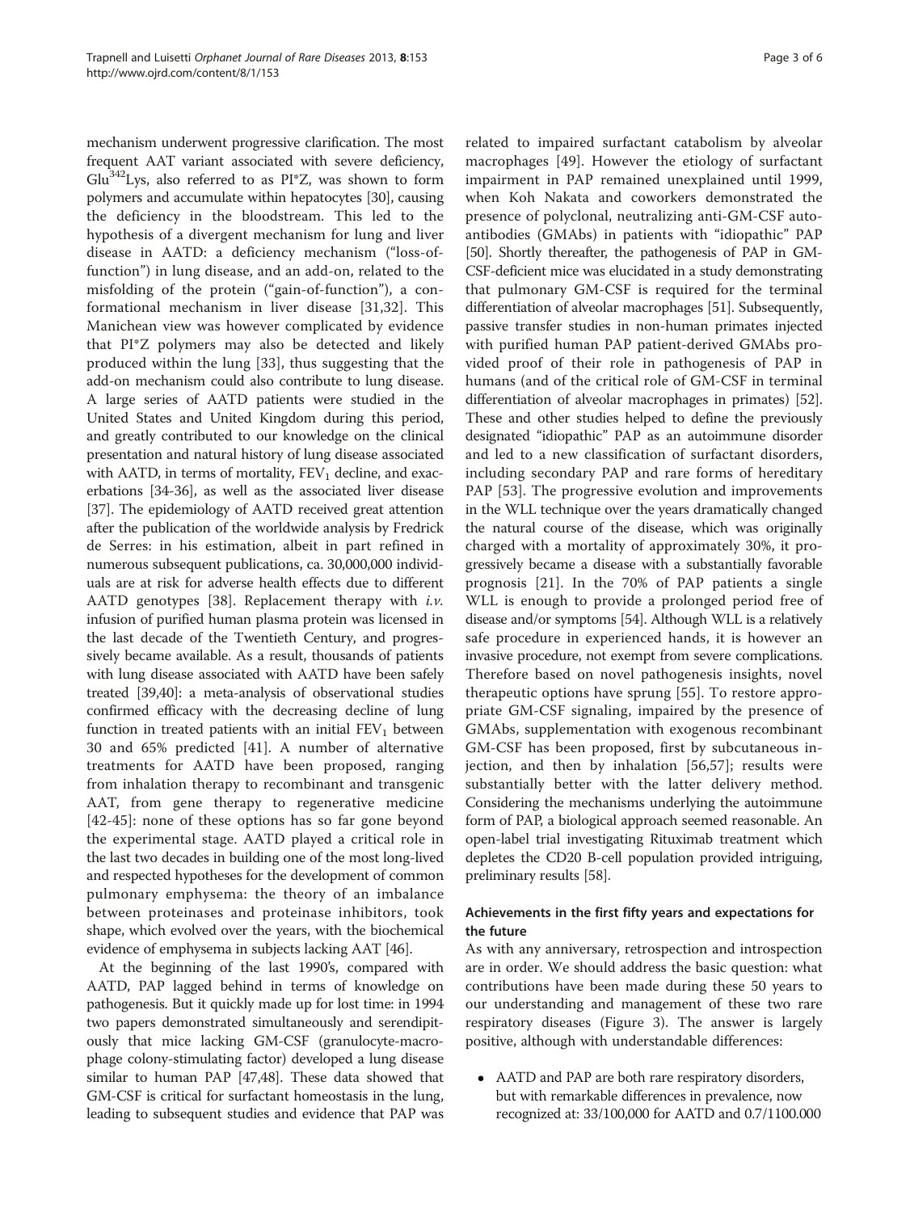mechanism underwent progressive clarification. The most frequent AAT variant associated with severe deficiency, $Glu^{342}Lys$, also referred to as PI*Z, was shown to form polymers and accumulate within hepatocytes [30], causing the deficiency in the bloodstream. This led to the hypothesis of a divergent mechanism for lung and liver disease in AATD: a deficiency mechanism ("loss-of-function") in lung disease, and an add-on, related to the misfolding of the protein ("gain-of-function"), a conformational mechanism in liver disease [31,32]. This Manichean view was however complicated by evidence that PI*Z polymers may also be detected and likely produced within the lung [33], thus suggesting that the add-on mechanism could also contribute to lung disease. A large series of AATD patients were studied in the United States and United Kingdom during this period, and greatly contributed to our knowledge on the clinical presentation and natural history of lung disease associated with AATD, in terms of mortality, $FEV_1$ decline, and exacerbations [34-36], as well as the associated liver disease [37]. The epidemiology of AATD received great attention after the publication of the worldwide analysis by Fredrick de Serres: in his estimation, albeit in part refined in numerous subsequent publications, ca. 30,000,000 individuals are at risk for adverse health effects due to different AATD genotypes [38]. Replacement therapy with *i.v.* infusion of purified human plasma protein was licensed in the last decade of the Twentieth Century, and progressively became available. As a result, thousands of patients with lung disease associated with AATD have been safely treated [39,40]: a meta-analysis of observational studies confirmed efficacy with the decreasing decline of lung function in treated patients with an initial $FEV_1$ between 30 and 65% predicted [41]. A number of alternative treatments for AATD have been proposed, ranging from inhalation therapy to recombinant and transgenic AAT, from gene therapy to regenerative medicine [42-45]: none of these options has so far gone beyond the experimental stage. AATD played a critical role in the last two decades in building one of the most long-lived and respected hypotheses for the development of common pulmonary emphysema: the theory of an imbalance between proteinases and proteinase inhibitors, took shape, which evolved over the years, with the biochemical evidence of emphysema in subjects lacking AAT [46].

At the beginning of the last 1990's, compared with AATD, PAP lagged behind in terms of knowledge on pathogenesis. But it quickly made up for lost time: in 1994 two papers demonstrated simultaneously and serendipitously that mice lacking GM-CSF (granulocyte-macrophage colony-stimulating factor) developed a lung disease similar to human PAP [47,48]. These data showed that GM-CSF is critical for surfactant homeostasis in the lung, leading to subsequent studies and evidence that PAP was related to impaired surfactant catabolism by alveolar macrophages [49]. However the etiology of surfactant impairment in PAP remained unexplained until 1999, when Koh Nakata and coworkers demonstrated the presence of polyclonal, neutralizing anti-GM-CSF autoantibodies (GMAbs) in patients with "idiopathic" PAP [50]. Shortly thereafter, the pathogenesis of PAP in GM-CSF-deficient mice was elucidated in a study demonstrating that pulmonary GM-CSF is required for the terminal differentiation of alveolar macrophages [51]. Subsequently, passive transfer studies in non-human primates injected with purified human PAP patient-derived GMAbs provided proof of their role in pathogenesis of PAP in humans (and of the critical role of GM-CSF in terminal differentiation of alveolar macrophages in primates) [52]. These and other studies helped to define the previously designated "idiopathic" PAP as an autoimmune disorder and led to a new classification of surfactant disorders, including secondary PAP and rare forms of hereditary PAP [53]. The progressive evolution and improvements in the WLL technique over the years dramatically changed the natural course of the disease, which was originally charged with a mortality of approximately 30%, it progressively became a disease with a substantially favorable prognosis [21]. In the 70% of PAP patients a single WLL is enough to provide a prolonged period free of disease and/or symptoms [54]. Although WLL is a relatively safe procedure in experienced hands, it is however an invasive procedure, not exempt from severe complications. Therefore based on novel pathogenesis insights, novel therapeutic options have sprung [55]. To restore appropriate GM-CSF signaling, impaired by the presence of GMAbs, supplementation with exogenous recombinant GM-CSF has been proposed, first by subcutaneous injection, and then by inhalation [56,57]; results were substantially better with the latter delivery method. Considering the mechanisms underlying the autoimmune form of PAP, a biological approach seemed reasonable. An open-label trial investigating Rituximab treatment which depletes the CD20 B-cell population provided intriguing, preliminary results [58].

### Achievements in the first fifty years and expectations for the future

As with any anniversary, retrospection and introspection are in order. We should address the basic question: what contributions have been made during these 50 years to our understanding and management of these two rare respiratory diseases (Figure 3). The answer is largely positive, although with understandable differences:

- AATD and PAP are both rare respiratory disorders, but with remarkable differences in prevalence, now recognized at: 33/100,000 for AATD and 0.7/1100.000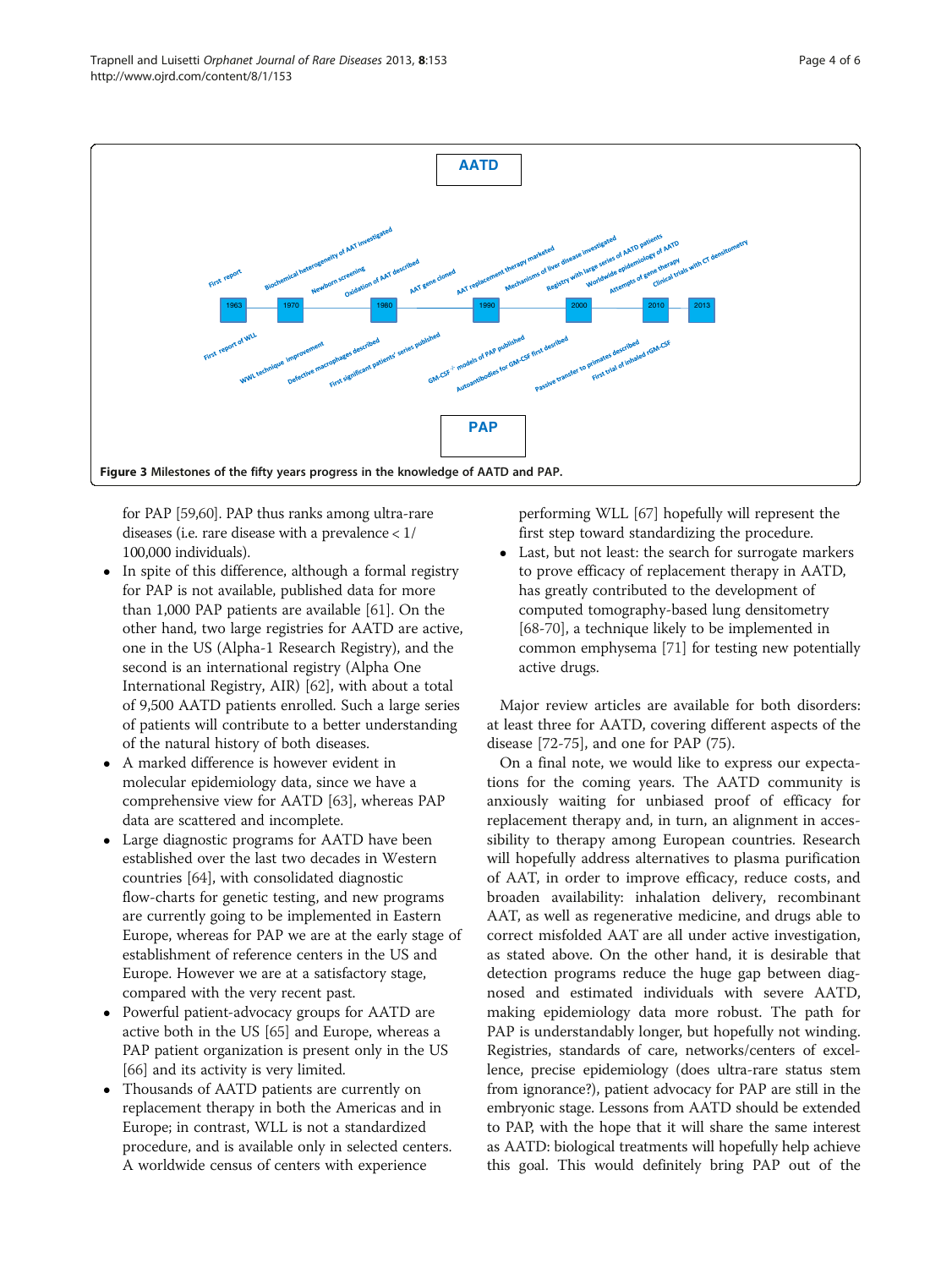**Figure 3** Milestones of the fifty years progress in the knowledge of AATD and PAP.

for PAP [59,60]. PAP thus ranks among ultra-rare diseases (i.e. rare disease with a prevalence < 1/ 100,000 individuals).

- In spite of this difference, although a formal registry for PAP is not available, published data for more than 1,000 PAP patients are available [61]. On the other hand, two large registries for AATD are active, one in the US (Alpha-1 Research Registry), and the second is an international registry (Alpha One International Registry, AIR) [62], with about a total of 9,500 AATD patients enrolled. Such a large series of patients will contribute to a better understanding of the natural history of both diseases.
- A marked difference is however evident in molecular epidemiology data, since we have a comprehensive view for AATD [63], whereas PAP data are scattered and incomplete.
- Large diagnostic programs for AATD have been established over the last two decades in Western countries [64], with consolidated diagnostic flow-charts for genetic testing, and new programs are currently going to be implemented in Eastern Europe, whereas for PAP we are at the early stage of establishment of reference centers in the US and Europe. However we are at a satisfactory stage, compared with the very recent past.
- Powerful patient-advocacy groups for AATD are active both in the US [65] and Europe, whereas a PAP patient organization is present only in the US [66] and its activity is very limited.
- Thousands of AATD patients are currently on replacement therapy in both the Americas and in Europe; in contrast, WLL is not a standardized procedure, and is available only in selected centers. A worldwide census of centers with experience performing WLL [67] hopefully will represent the first step toward standardizing the procedure.
- Last, but not least: the search for surrogate markers to prove efficacy of replacement therapy in AATD, has greatly contributed to the development of computed tomography-based lung densitometry [68-70], a technique likely to be implemented in common emphysema [71] for testing new potentially active drugs.

Major review articles are available for both disorders: at least three for AATD, covering different aspects of the disease [72-75], and one for PAP (75).

On a final note, we would like to express our expectations for the coming years. The AATD community is anxiously waiting for unbiased proof of efficacy for replacement therapy and, in turn, an alignment in accessibility to therapy among European countries. Research will hopefully address alternatives to plasma purification of AAT, in order to improve efficacy, reduce costs, and broaden availability: inhalation delivery, recombinant AAT, as well as regenerative medicine, and drugs able to correct misfolded AAT are all under active investigation, as stated above. On the other hand, it is desirable that detection programs reduce the huge gap between diagnosed and estimated individuals with severe AATD, making epidemiology data more robust. The path for PAP is understandably longer, but hopefully not winding. Registries, standards of care, networks/centers of excellence, precise epidemiology (does ultra-rare status stem from ignorance?), patient advocacy for PAP are still in the embryonic stage. Lessons from AATD should be extended to PAP, with the hope that it will share the same interest as AATD: biological treatments will hopefully help achieve this goal. This would definitely bring PAP out of the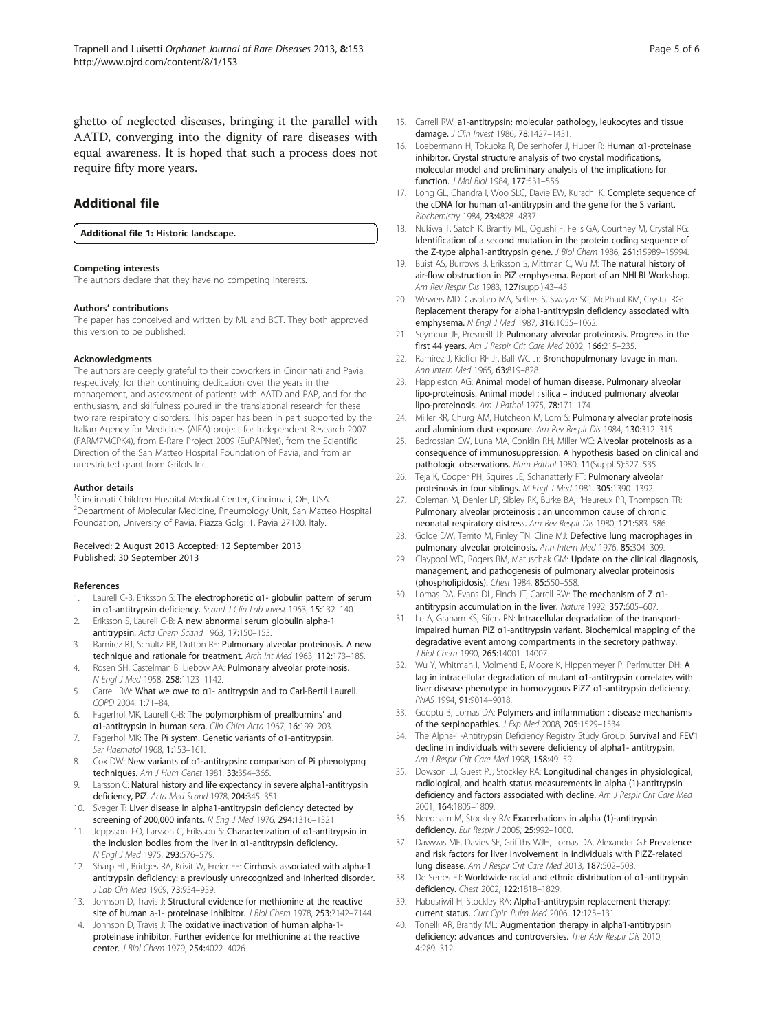ghetto of neglected diseases, bringing it the parallel with AATD, converging into the dignity of rare diseases with equal awareness. It is hoped that such a process does not require fifty more years.

## Additional file

**Additional file 1: Historic landscape.**

#### Competing interests

The authors declare that they have no competing interests.

#### Authors' contributions

The paper has conceived and written by ML and BCT. They both approved this version to be published.

#### Acknowledgments

The authors are deeply grateful to their coworkers in Cincinnati and Pavia, respectively, for their continuing dedication over the years in the management, and assessment of patients with AATD and PAP, and for the enthusiasm, and skillfulness poured in the translational research for these two rare respiratory disorders. This paper has been in part supported by the Italian Agency for Medicines (AIFA) project for Independent Research 2007 (FARM7MCPK4), from E-Rare Project 2009 (EuPAPNet), from the Scientific Direction of the San Matteo Hospital Foundation of Pavia, and from an unrestricted grant from Grifols Inc.

#### Author details

[1]Cincinnati Children Hospital Medical Center, Cincinnati, OH, USA. [2]Department of Molecular Medicine, Pneumology Unit, San Matteo Hospital Foundation, University of Pavia, Piazza Golgi 1, Pavia 27100, Italy.

Received: 2 August 2013 Accepted: 12 September 2013
Published: 30 September 2013

#### References

1. Laurell C-B, Eriksson S: **The electrophoretic α1- globulin pattern of serum in α1-antitrypsin deficiency.** *Scand J Clin Lab Invest* 1963, **15**:132–140.
2. Eriksson S, Laurell C-B: **A new abnormal serum globulin alpha-1 antitrypsin.** *Acta Chem Scand* 1963, **17**:150–153.
3. Ramirez RJ, Schultz RB, Dutton RE: **Pulmonary alveolar proteinosis. A new technique and rationale for treatment.** *Arch Int Med* 1963, **112**:173–185.
4. Rosen SH, Castelman B, Liebow AA: **Pulmonary alveolar proteinosis.** *N Engl J Med* 1958, **258**:1123–1142.
5. Carrell RW: **What we owe to α1- antitrypsin and to Carl-Bertil Laurell.** *COPD* 2004, **1**:71–84.
6. Fagerhol MK, Laurell C-B: **The polymorphism of prealbumins' and α1-antitrypsin in human sera.** *Clin Chim Acta* 1967, **16**:199–203.
7. Fagerhol MK: **The Pi system. Genetic variants of α1-antitrypsin.** *Ser Haematol* 1968, **1**:153–161.
8. Cox DW: **New variants of α1-antitrypsin: comparison of Pi phenotypng techniques.** *Am J Hum Genet* 1981, **33**:354–365.
9. Larsson C: **Natural history and life expectancy in severe alpha1-antitrypsin deficiency, PiZ.** *Acta Med Scand* 1978, **204**:345–351.
10. Sveger T: **Liver disease in alpha1-antitrypsin deficiency detected by screening of 200,000 infants.** *N Eng J Med* 1976, **294**:1316–1321.
11. Jeppsson J-O, Larsson C, Eriksson S: **Characterization of α1-antitrypsin in the inclusion bodies from the liver in α1-antitrypsin deficiency.** *N Engl J Med* 1975, **293**:576–579.
12. Sharp HL, Bridges RA, Krivit W, Freier EF: **Cirrhosis associated with alpha-1 antitrypsin deficiency: a previously unrecognized and inherited disorder.** *J Lab Clin Med* 1969, **73**:934–939.
13. Johnson D, Travis J: **Structural evidence for methionine at the reactive site of human a-1- proteinase inhibitor.** *J Biol Chem* 1978, **253**:7142–7144.
14. Johnson D, Travis J: **The oxidative inactivation of human alpha-1-proteinase inhibitor. Further evidence for methionine at the reactive center.** *J Biol Chem* 1979, **254**:4022–4026.
15. Carrell RW: **a1-antitrypsin: molecular pathology, leukocytes and tissue damage.** *J Clin Invest* 1986, **78**:1427–1431.
16. Loebermann H, Tokuoka R, Deisenhofer J, Huber R: **Human α1-proteinase inhibitor. Crystal structure analysis of two crystal modifications, molecular model and preliminary analysis of the implications for function.** *J Mol Biol* 1984, **177**:531–556.
17. Long GL, Chandra I, Woo SLC, Davie EW, Kurachi K: **Complete sequence of the cDNA for human α1-antitrypsin and the gene for the S variant.** *Biochemistry* 1984, **23**:4828–4837.
18. Nukiwa T, Satoh K, Brantly ML, Ogushi F, Fells GA, Courtney M, Crystal RG: **Identification of a second mutation in the protein coding sequence of the Z-type alpha1-antitrypsin gene.** *J Biol Chem* 1986, **261**:15989–15994.
19. Buist AS, Burrows B, Eriksson S, Mittman C, Wu M: **The natural history of air-flow obstruction in PiZ emphysema. Report of an NHLBI Workshop.** *Am Rev Respir Dis* 1983, **127**(suppl):43–45.
20. Wewers MD, Casolaro MA, Sellers S, Swayze SC, McPhaul KM, Crystal RG: **Replacement therapy for alpha1-antitrypsin deficiency associated with emphysema.** *N Engl J Med* 1987, **316**:1055–1062.
21. Seymour JF, Presneill JJ: **Pulmonary alveolar proteinosis. Progress in the first 44 years.** *Am J Respir Crit Care Med* 2002, **166**:215–235.
22. Ramirez J, Kieffer RF Jr, Ball WC Jr: **Bronchopulmonary lavage in man.** *Ann Intern Med* 1965, **63**:819–828.
23. Happleston AG: **Animal model of human disease. Pulmonary alveolar lipo-proteinosis. Animal model : silica – induced pulmonary alveolar lipo-proteinosis.** *Am J Pathol* 1975, **78**:171–174.
24. Miller RR, Churg AM, Hutcheon M, Lom S: **Pulmonary alveolar proteinosis and aluminium dust exposure.** *Am Rev Respir Dis* 1984, **130**:312–315.
25. Bedrossian CW, Luna MA, Conklin RH, Miller WC: **Alveolar proteinosis as a consequence of immunosuppression. A hypothesis based on clinical and pathologic observations.** *Hum Pathol* 1980, **11**(Suppl 5):527–535.
26. Teja K, Cooper PH, Squires JE, Schanatterly PT: **Pulmonary alveolar proteinosis in four siblings.** *M Engl J Med* 1981, **305**:1390–1392.
27. Coleman M, Dehler LP, Sibley RK, Burke BA, l'Heureux PR, Thompson TR: **Pulmonary alveolar proteinosis : an uncommon cause of chronic neonatal respiratory distress.** *Am Rev Respir Dis* 1980, **121**:583–586.
28. Golde DW, Territo M, Finley TN, Cline MJ: **Defective lung macrophages in pulmonary alveolar proteinosis.** *Ann Intern Med* 1976, **85**:304–309.
29. Claypool WD, Rogers RM, Matuschak GM: **Update on the clinical diagnosis, management, and pathogenesis of pulmonary alveolar proteinosis (phospholipidosis).** *Chest* 1984, **85**:550–558.
30. Lomas DA, Evans DL, Finch JT, Carrell RW: **The mechanism of Z α1-antitrypsin accumulation in the liver.** *Nature* 1992, **357**:605–607.
31. Le A, Graham KS, Sifers RN: **Intracellular degradation of the transport-impaired human PiZ α1-antitrypsin variant. Biochemical mapping of the degradative event among compartments in the secretory pathway.** *J Biol Chem* 1990, **265**:14001–14007.
32. Wu Y, Whitman I, Molmenti E, Moore K, Hippenmeyer P, Perlmutter DH: **A lag in intracellular degradation of mutant α1-antitrypsin correlates with liver disease phenotype in homozygous PiZZ α1-antitrypsin deficiency.** *PNAS* 1994, **91**:9014–9018.
33. Gooptu B, Lomas DA: **Polymers and inflammation : disease mechanisms of the serpinopathies.** *J Exp Med* 2008, **205**:1529–1534.
34. The Alpha-1-Antitrypsin Deficiency Registry Study Group: **Survival and FEV1 decline in individuals with severe deficiency of alpha1- antitrypsin.** *Am J Respir Crit Care Med* 1998, **158**:49–59.
35. Dowson LJ, Guest PJ, Stockley RA: **Longitudinal changes in physiological, radiological, and health status measurements in alpha (1)-antitrypsin deficiency and factors associated with decline.** *Am J Respir Crit Care Med* 2001, **164**:1805–1809.
36. Needham M, Stockley RA: **Exacerbations in alpha (1)-antitrypsin deficiency.** *Eur Respir J* 2005, **25**:992–1000.
37. Dawwas MF, Davies SE, Griffths WJH, Lomas DA, Alexander GJ: **Prevalence and risk factors for liver involvement in individuals with PIZZ-related lung disease.** *Am J Respir Crit Care Med* 2013, **187**:502–508.
38. De Serres FJ: **Worldwide racial and ethnic distribution of α1-antitrypsin deficiency.** *Chest* 2002, **122**:1818–1829.
39. Habusriwil H, Stockley RA: **Alpha1-antitrypsin replacement therapy: current status.** *Curr Opin Pulm Med* 2006, **12**:125–131.
40. Tonelli AR, Brantly ML: **Augmentation therapy in alpha1-antitrypsin deficiency: advances and controversies.** *Ther Adv Respir Dis* 2010, **4**:289–312.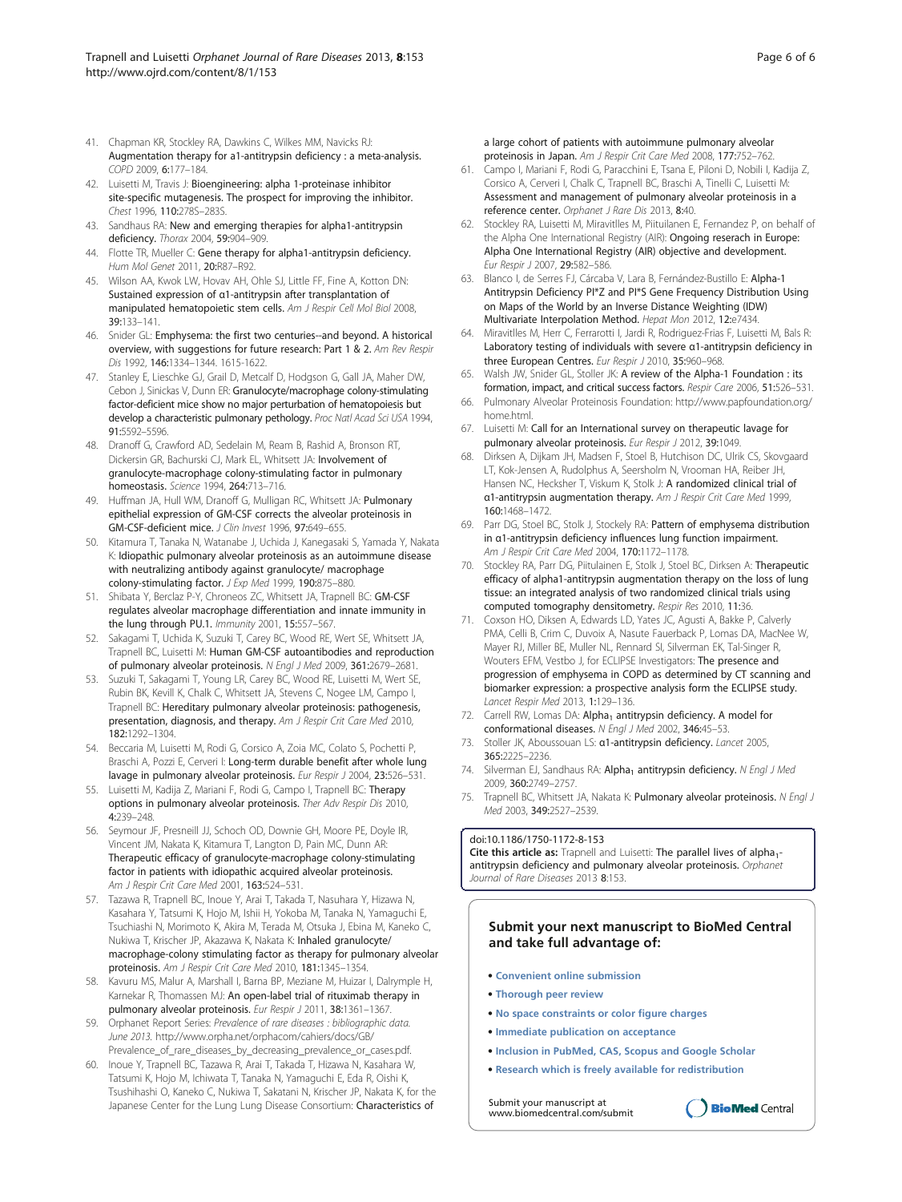41. Chapman KR, Stockley RA, Dawkins C, Wilkes MM, Navicks RJ: **Augmentation therapy for a1-antitrypsin deficiency : a meta-analysis.** *COPD* 2009, **6:**177–184.
42. Luisetti M, Travis J: **Bioengineering: alpha 1-proteinase inhibitor site-specific mutagenesis. The prospect for improving the inhibitor.** *Chest* 1996, **110:**278S–283S.
43. Sandhaus RA: **New and emerging therapies for alpha1-antitrypsin deficiency.** *Thorax* 2004, **59:**904–909.
44. Flotte TR, Mueller C: **Gene therapy for alpha1-antitrypsin deficiency.** *Hum Mol Genet* 2011, **20:**R87–R92.
45. Wilson AA, Kwok LW, Hovav AH, Ohle SJ, Little FF, Fine A, Kotton DN: **Sustained expression of α1-antitrypsin after transplantation of manipulated hematopoietic stem cells.** *Am J Respir Cell Mol Biol* 2008, **39:**133–141.
46. Snider GL: **Emphysema: the first two centuries--and beyond. A historical overview, with suggestions for future research: Part 1 & 2.** *Am Rev Respir Dis* 1992, **146:**1334–1344. 1615-1622.
47. Stanley E, Lieschke GJ, Grail D, Metcalf D, Hodgson G, Gall JA, Maher DW, Cebon J, Sinickas V, Dunn ER: **Granulocyte/macrophage colony-stimulating factor-deficient mice show no major perturbation of hematopoiesis but develop a characteristic pulmonary pathology.** *Proc Natl Acad Sci USA* 1994, **91:**5592–5596.
48. Dranoff G, Crawford AD, Sedelain M, Ream B, Rashid A, Bronson RT, Dickersin GR, Bachurski CJ, Mark EL, Whitsett JA: **Involvement of granulocyte-macrophage colony-stimulating factor in pulmonary homeostasis.** *Science* 1994, **264:**713–716.
49. Huffman JA, Hull WM, Dranoff G, Mulligan RC, Whitsett JA: **Pulmonary epithelial expression of GM-CSF corrects the alveolar proteinosis in GM-CSF-deficient mice.** *J Clin Invest* 1996, **97:**649–655.
50. Kitamura T, Tanaka N, Watanabe J, Uchida J, Kanegasaki S, Yamada Y, Nakata K: **Idiopathic pulmonary alveolar proteinosis as an autoimmune disease with neutralizing antibody against granulocyte/ macrophage colony-stimulating factor.** *J Exp Med* 1999, **190:**875–880.
51. Shibata Y, Berclaz P-Y, Chroneos ZC, Whitsett JA, Trapnell BC: **GM-CSF regulates alveolar macrophage differentiation and innate immunity in the lung through PU.1.** *Immunity* 2001, **15:**557–567.
52. Sakagami T, Uchida K, Suzuki T, Carey BC, Wood RE, Wert SE, Whitsett JA, Trapnell BC, Luisetti M: **Human GM-CSF autoantibodies and reproduction of pulmonary alveolar proteinosis.** *N Engl J Med* 2009, **361:**2679–2681.
53. Suzuki T, Sakagami T, Young LR, Carey BC, Wood RE, Luisetti M, Wert SE, Rubin BK, Kevill K, Chalk C, Whitsett JA, Stevens C, Nogee LM, Campo I, Trapnell BC: **Hereditary pulmonary alveolar proteinosis: pathogenesis, presentation, diagnosis, and therapy.** *Am J Respir Crit Care Med* 2010, **182:**1292–1304.
54. Beccaria M, Luisetti M, Rodi G, Corsico A, Zoia MC, Colato S, Pochetti P, Braschi A, Pozzi E, Cerveri I: **Long-term durable benefit after whole lung lavage in pulmonary alveolar proteinosis.** *Eur Respir J* 2004, **23:**526–531.
55. Luisetti M, Kadija Z, Mariani F, Rodi G, Campo I, Trapnell BC: **Therapy options in pulmonary alveolar proteinosis.** *Ther Adv Respir Dis* 2010, **4:**239–248.
56. Seymour JF, Presneill JJ, Schoch OD, Downie GH, Moore PE, Doyle IR, Vincent JM, Nakata K, Kitamura T, Langton D, Pain MC, Dunn AR: **Therapeutic efficacy of granulocyte-macrophage colony-stimulating factor in patients with idiopathic acquired alveolar proteinosis.** *Am J Respir Crit Care Med* 2001, **163:**524–531.
57. Tazawa R, Trapnell BC, Inoue Y, Arai T, Takada T, Nasuhara Y, Hizawa N, Kasahara Y, Tatsumi K, Hojo M, Ishii H, Yokoba M, Tanaka N, Yamaguchi E, Tsuchiashi N, Morimoto K, Akira M, Terada M, Otsuka J, Ebina M, Kaneko C, Nukiwa T, Krischer JP, Akazawa K, Nakata K: **Inhaled granulocyte/ macrophage-colony stimulating factor as therapy for pulmonary alveolar proteinosis.** *Am J Respir Crit Care Med* 2010, **181:**1345–1354.
58. Kavuru MS, Malur A, Marshall I, Barna BP, Meziane M, Huizar I, Dalrymple H, Karnekar R, Thomassen MJ: **An open-label trial of rituximab therapy in pulmonary alveolar proteinosis.** *Eur Respir J* 2011, **38:**1361–1367.
59. Orphanet Report Series: *Prevalence of rare diseases : bibliographic data.* June 2013. http://www.orpha.net/orphacom/cahiers/docs/GB/Prevalence_of_rare_diseases_by_decreasing_prevalence_or_cases.pdf.
60. Inoue Y, Trapnell BC, Tazawa R, Arai T, Takada T, Hizawa N, Kasahara W, Tatsumi K, Hojo M, Ichiwata T, Tanaka N, Yamaguchi E, Eda R, Oishi K, Tsushihashi O, Kaneko C, Nukiwa T, Sakatani N, Krischer JP, Nakata K, for the Japanese Center for the Lung Lung Disease Consortium: **Characteristics of a large cohort of patients with autoimmune pulmonary alveolar proteinosis in Japan.** *Am J Respir Crit Care Med* 2008, **177:**752–762.
61. Campo I, Mariani F, Rodi G, Paracchini E, Tsana E, Piloni D, Nobili I, Kadija Z, Corsico A, Cerveri I, Chalk C, Trapnell BC, Braschi A, Tinelli C, Luisetti M: **Assessment and management of pulmonary alveolar proteinosis in a reference center.** *Orphanet J Rare Dis* 2013, **8:**40.
62. Stockley RA, Luisetti M, Miravitlles M, Piitulanen E, Fernandez P, on behalf of the Alpha One International Registry (AIR): **Ongoing reserach in Europe: Alpha One International Registry (AIR) objective and development.** *Eur Respir J* 2007, **29:**582–586.
63. Blanco I, de Serres FJ, Cárcaba V, Lara B, Fernández-Bustillo E: **Alpha-1 Antitrypsin Deficiency PI*Z and PI*S Gene Frequency Distribution Using on Maps of the World by an Inverse Distance Weighting (IDW) Multivariate Interpolation Method.** *Hepat Mon* 2012, **12:**e7434.
64. Miravitlles M, Herr C, Ferrarotti I, Jardi R, Rodriguez-Frias F, Luisetti M, Bals R: **Laboratory testing of individuals with severe α1-antitrypsin deficiency in three European Centres.** *Eur Respir J* 2010, **35:**960–968.
65. Walsh JW, Snider GL, Stoller JK: **A review of the Alpha-1 Foundation : its formation, impact, and critical success factors.** *Respir Care* 2006, **51:**526–531.
66. Pulmonary Alveolar Proteinosis Foundation: http://www.papfoundation.org/home.html.
67. Luisetti M: **Call for an International survey on therapeutic lavage for pulmonary alveolar proteinosis.** *Eur Respir J* 2012, **39:**1049.
68. Dirksen A, Dijkam JH, Madsen F, Stoel B, Hutchison DC, Ulrik CS, Skovgaard LT, Kok-Jensen A, Rudolphus A, Seersholm N, Vrooman HA, Reiber JH, Hansen NC, Hecksher T, Viskum K, Stolk J: **A randomized clinical trial of α1-antitrypsin augmentation therapy.** *Am J Respir Crit Care Med* 1999, **160:**1468–1472.
69. Parr DG, Stoel BC, Stolk J, Stockely RA: **Pattern of emphysema distribution in α1-antitrypsin deficiency influences lung function impairment.** *Am J Respir Crit Care Med* 2004, **170:**1172–1178.
70. Stockley RA, Parr DG, Piitulainen E, Stolk J, Stoel BC, Dirksen A: **Therapeutic efficacy of alpha1-antitrypsin augmentation therapy on the loss of lung tissue: an integrated analysis of two randomized clinical trials using computed tomography densitometry.** *Respir Res* 2010, **11:**36.
71. Coxson HO, Diksen A, Edwards LD, Yates JC, Agusti A, Bakke P, Calverly PMA, Celli B, Crim C, Duvoix A, Nasute Fauerback P, Lomas DA, MacNee W, Mayer RJ, Miller BE, Muller NL, Rennard SI, Silverman EK, Tal-Singer R, Wouters EFM, Vestbo J, for ECLIPSE Investigators: **The presence and progression of emphysema in COPD as determined by CT scanning and biomarker expression: a prospective analysis form the ECLIPSE study.** *Lancet Respir Med* 2013, **1:**129–136.
72. Carrell RW, Lomas DA: **Alpha$_1$ antitrypsin deficiency. A model for conformational diseases.** *N Engl J Med* 2002, **346:**45–53.
73. Stoller JK, Aboussouan LS: **α1-antitrypsin deficiency.** *Lancet* 2005, **365:**2225–2236.
74. Silverman EJ, Sandhaus RA: **Alpha$_1$ antitrypsin deficiency.** *N Engl J Med* 2009, **360:**2749–2757.
75. Trapnell BC, Whitsett JA, Nakata K: **Pulmonary alveolar proteinosis.** *N Engl J Med* 2003, **349:**2527–2539.

doi:10.1186/1750-1172-8-153

**Cite this article as:** Trapnell and Luisetti: The parallel lives of alpha$_1$-antitrypsin deficiency and pulmonary alveolar proteinosis. *Orphanet Journal of Rare Diseases* 2013 **8**:153.

**Submit your next manuscript to BioMed Central and take full advantage of:**

- **Convenient online submission**
- **Thorough peer review**
- **No space constraints or color figure charges**
- **Immediate publication on acceptance**
- **Inclusion in PubMed, CAS, Scopus and Google Scholar**
- **Research which is freely available for redistribution**

Submit your manuscript at www.biomedcentral.com/submit

BioMed Central